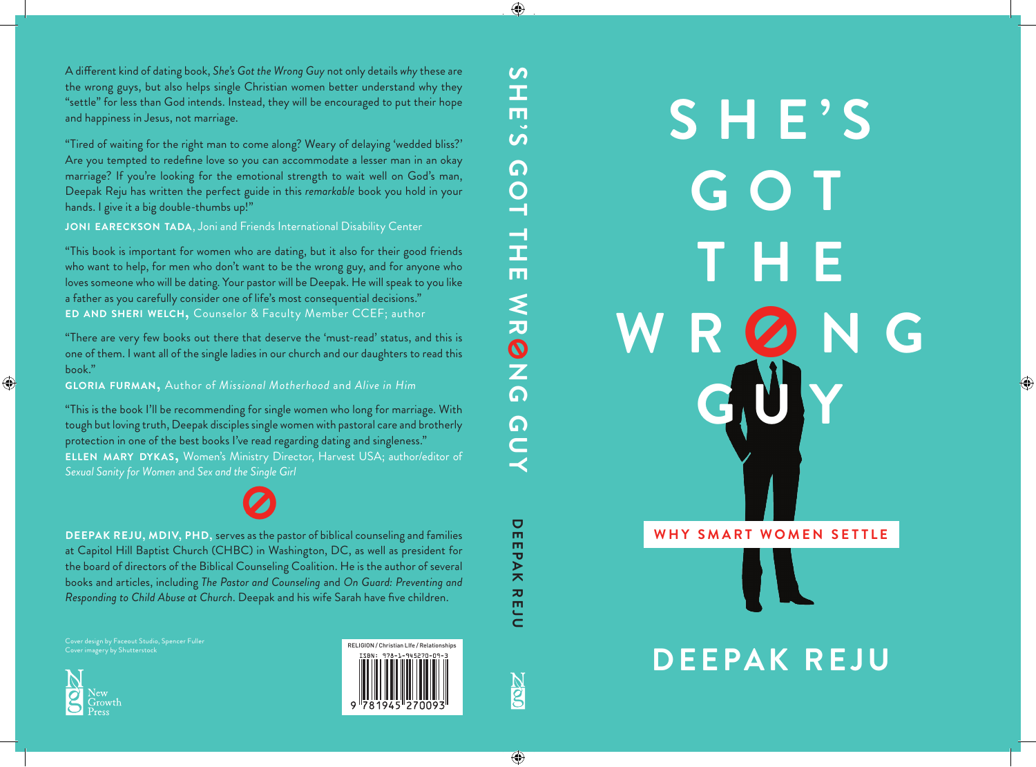# SHE'S GOT THE WRONG GUY

## WHY SMART WOMEN SETTLE

### DEEPAK REJU

---

A different kind of dating book, *She's Got the Wrong Guy* not only details *why* these are the wrong guys, but also helps single Christian women better understand why they "settle" for less than God intends. Instead, they will be encouraged to put their hope and happiness in Jesus, not marriage.

"Tired of waiting for the right man to come along? Weary of delaying 'wedded bliss?' Are you tempted to redefine love so you can accommodate a lesser man in an okay marriage? If you're looking for the emotional strength to wait well on God's man, Deepak Reju has written the perfect guide in this *remarkable* book you hold in your hands. I give it a big double-thumbs up!"

**JONI EARECKSON TADA**, Joni and Friends International Disability Center

"This book is important for women who are dating, but it also for their good friends who want to help, for men who don't want to be the wrong guy, and for anyone who loves someone who will be dating. Your pastor will be Deepak. He will speak to you like a father as you carefully consider one of life's most consequential decisions."

**ED AND SHERI WELCH,** Counselor & Faculty Member CCEF; author

"There are very few books out there that deserve the 'must-read' status, and this is one of them. I want all of the single ladies in our church and our daughters to read this book."

**GLORIA FURMAN,** Author of *Missional Motherhood* and *Alive in Him*

"This is the book I'll be recommending for single women who long for marriage. With tough but loving truth, Deepak disciples single women with pastoral care and brotherly protection in one of the best books I've read regarding dating and singleness."

**ELLEN MARY DYKAS,** Women's Ministry Director, Harvest USA; author/editor of *Sexual Sanity for Women* and *Sex and the Single Girl*

**DEEPAK REJU, MDIV, PHD,** serves as the pastor of biblical counseling and families at Capitol Hill Baptist Church (CHBC) in Washington, DC, as well as president for the board of directors of the Biblical Counseling Coalition. He is the author of several books and articles, including *The Pastor and Counseling* and *On Guard: Preventing and Responding to Child Abuse at Church*. Deepak and his wife Sarah have five children.

Cover design by Faceout Studio, Spencer Fuller
Cover imagery by Shutterstock

New Growth Press

RELIGION / Christian Life / Relationships

ISBN: 978-1-945270-09-3

9 781945 270093

SHE'S GOT THE WRONG GUY — DEEPAK REJU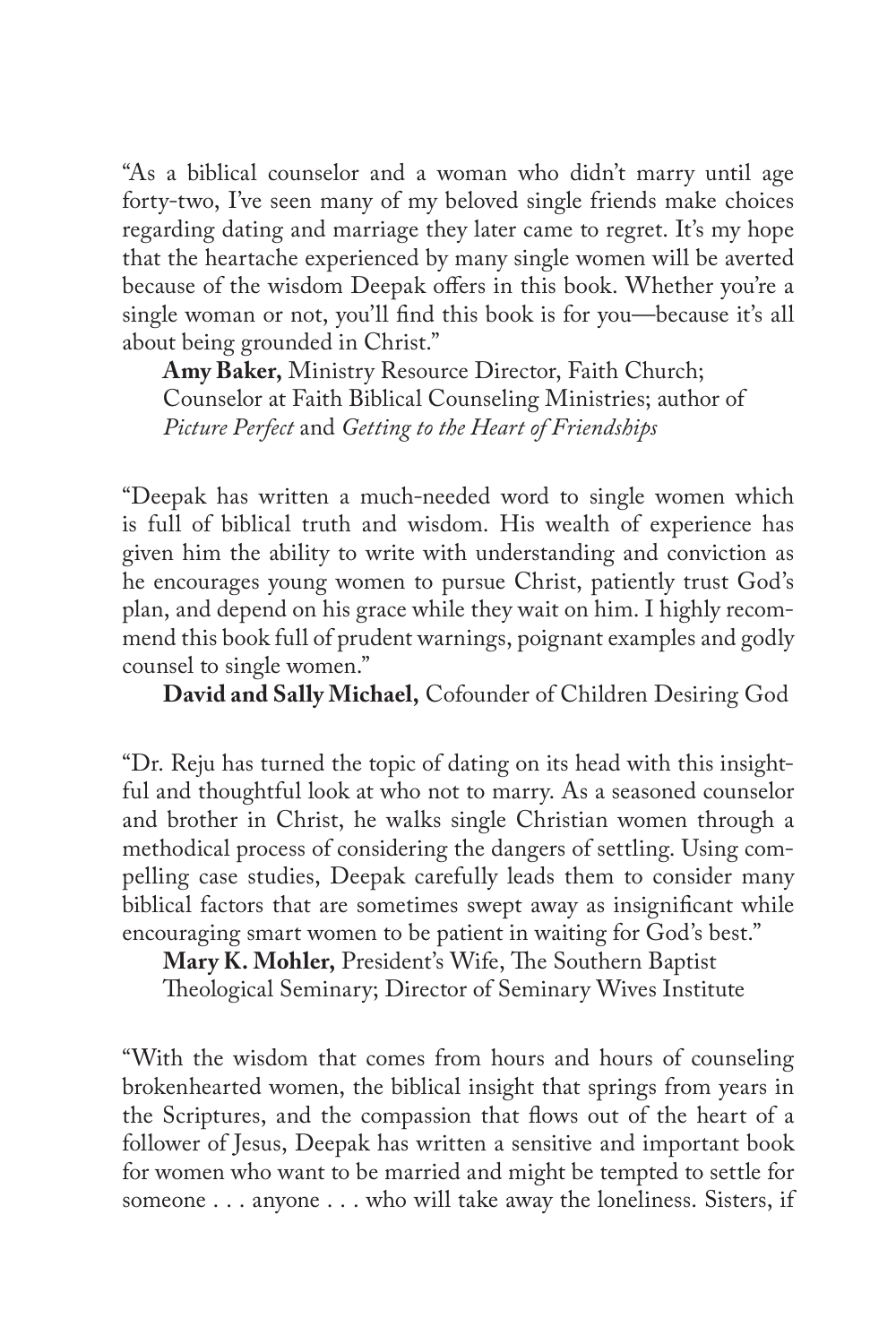"As a biblical counselor and a woman who didn't marry until age forty-two, I've seen many of my beloved single friends make choices regarding dating and marriage they later came to regret. It's my hope that the heartache experienced by many single women will be averted because of the wisdom Deepak offers in this book. Whether you're a single woman or not, you'll find this book is for you—because it's all about being grounded in Christ."

**Amy Baker,** Ministry Resource Director, Faith Church; Counselor at Faith Biblical Counseling Ministries; author of *Picture Perfect* and *Getting to the Heart of Friendships*

"Deepak has written a much-needed word to single women which is full of biblical truth and wisdom. His wealth of experience has given him the ability to write with understanding and conviction as he encourages young women to pursue Christ, patiently trust God's plan, and depend on his grace while they wait on him. I highly recommend this book full of prudent warnings, poignant examples and godly counsel to single women."

**David and Sally Michael,** Cofounder of Children Desiring God

"Dr. Reju has turned the topic of dating on its head with this insightful and thoughtful look at who not to marry. As a seasoned counselor and brother in Christ, he walks single Christian women through a methodical process of considering the dangers of settling. Using compelling case studies, Deepak carefully leads them to consider many biblical factors that are sometimes swept away as insignificant while encouraging smart women to be patient in waiting for God's best."

**Mary K. Mohler,** President's Wife, The Southern Baptist Theological Seminary; Director of Seminary Wives Institute

"With the wisdom that comes from hours and hours of counseling brokenhearted women, the biblical insight that springs from years in the Scriptures, and the compassion that flows out of the heart of a follower of Jesus, Deepak has written a sensitive and important book for women who want to be married and might be tempted to settle for someone . . . anyone . . . who will take away the loneliness. Sisters, if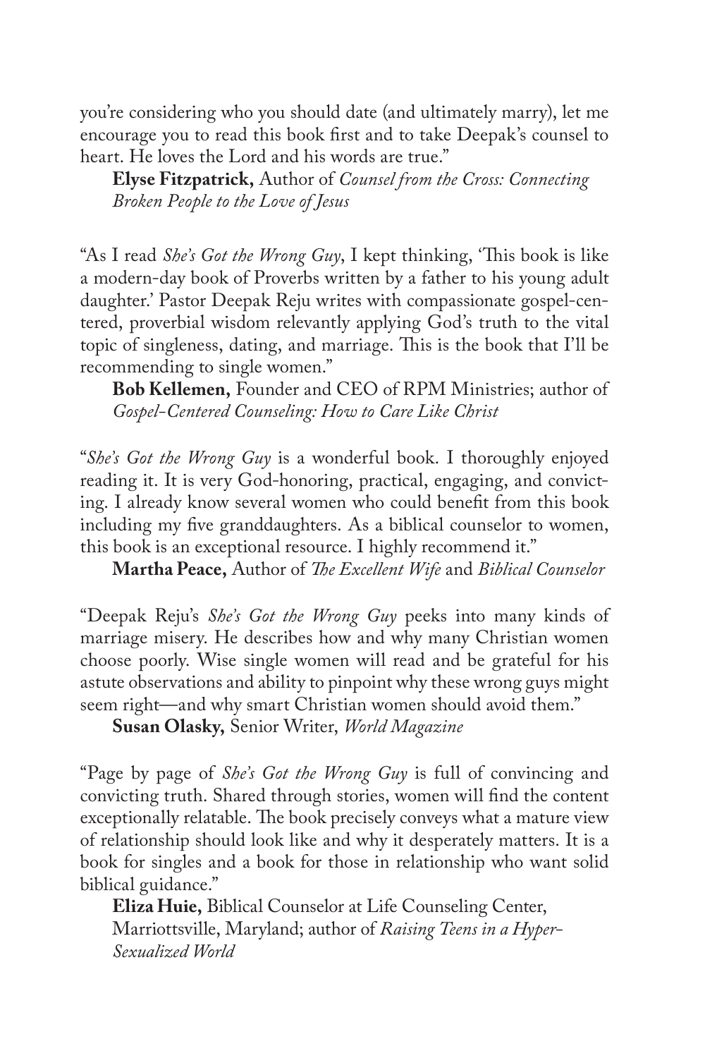you're considering who you should date (and ultimately marry), let me encourage you to read this book first and to take Deepak's counsel to heart. He loves the Lord and his words are true."

**Elyse Fitzpatrick,** Author of *Counsel from the Cross: Connecting Broken People to the Love of Jesus*

"As I read *She's Got the Wrong Guy*, I kept thinking, 'This book is like a modern-day book of Proverbs written by a father to his young adult daughter.' Pastor Deepak Reju writes with compassionate gospel-centered, proverbial wisdom relevantly applying God's truth to the vital topic of singleness, dating, and marriage. This is the book that I'll be recommending to single women."

**Bob Kellemen,** Founder and CEO of RPM Ministries; author of *Gospel-Centered Counseling: How to Care Like Christ*

"*She's Got the Wrong Guy* is a wonderful book. I thoroughly enjoyed reading it. It is very God-honoring, practical, engaging, and convicting. I already know several women who could benefit from this book including my five granddaughters. As a biblical counselor to women, this book is an exceptional resource. I highly recommend it."

**Martha Peace,** Author of *The Excellent Wife* and *Biblical Counselor*

"Deepak Reju's *She's Got the Wrong Guy* peeks into many kinds of marriage misery. He describes how and why many Christian women choose poorly. Wise single women will read and be grateful for his astute observations and ability to pinpoint why these wrong guys might seem right—and why smart Christian women should avoid them."

**Susan Olasky,** Senior Writer, *World Magazine*

"Page by page of *She's Got the Wrong Guy* is full of convincing and convicting truth. Shared through stories, women will find the content exceptionally relatable. The book precisely conveys what a mature view of relationship should look like and why it desperately matters. It is a book for singles and a book for those in relationship who want solid biblical guidance."

**Eliza Huie,** Biblical Counselor at Life Counseling Center, Marriottsville, Maryland; author of *Raising Teens in a Hyper-Sexualized World*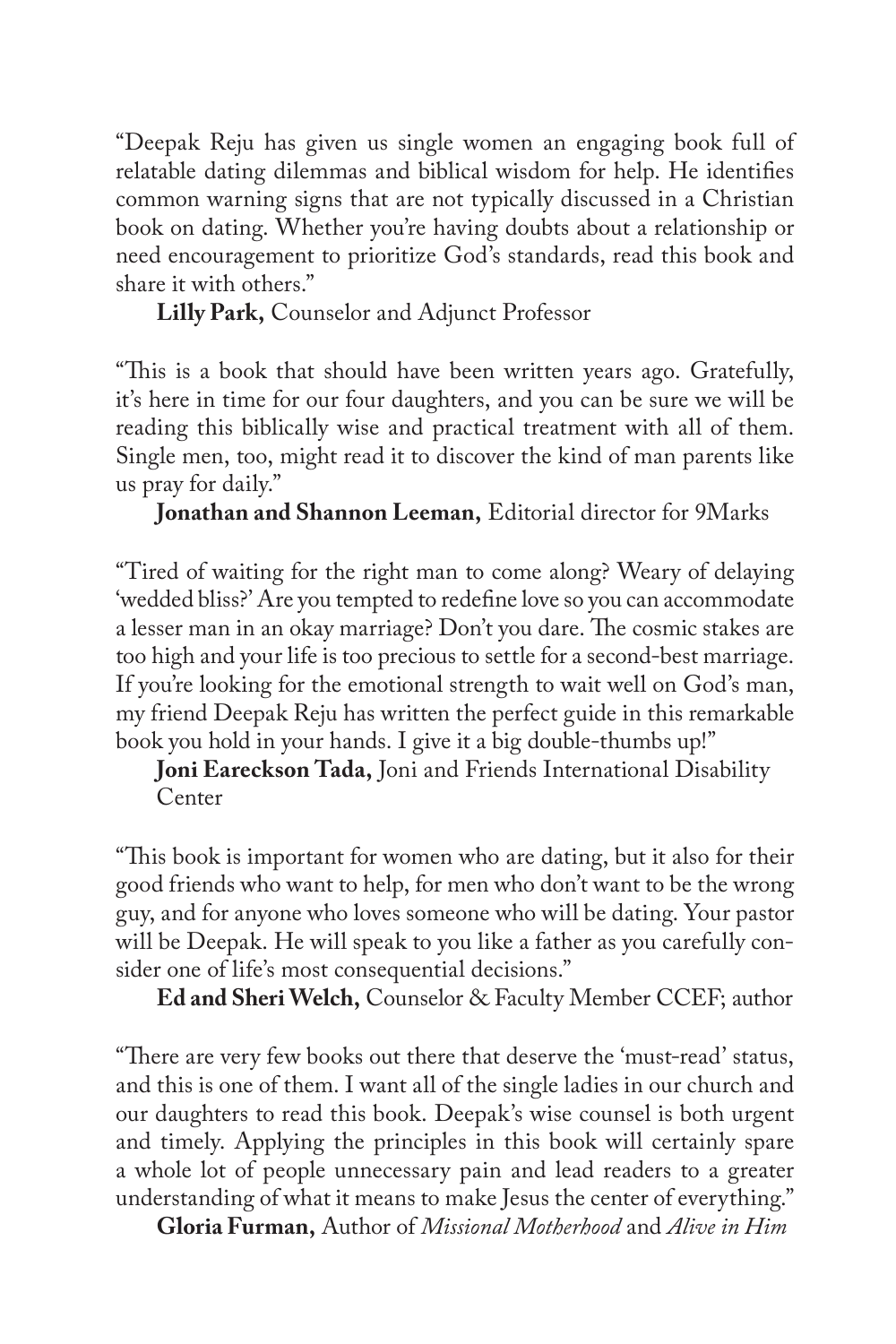"Deepak Reju has given us single women an engaging book full of relatable dating dilemmas and biblical wisdom for help. He identifies common warning signs that are not typically discussed in a Christian book on dating. Whether you're having doubts about a relationship or need encouragement to prioritize God's standards, read this book and share it with others."

**Lilly Park,** Counselor and Adjunct Professor

"This is a book that should have been written years ago. Gratefully, it's here in time for our four daughters, and you can be sure we will be reading this biblically wise and practical treatment with all of them. Single men, too, might read it to discover the kind of man parents like us pray for daily."

**Jonathan and Shannon Leeman,** Editorial director for 9Marks

"Tired of waiting for the right man to come along? Weary of delaying 'wedded bliss?' Are you tempted to redefine love so you can accommodate a lesser man in an okay marriage? Don't you dare. The cosmic stakes are too high and your life is too precious to settle for a second-best marriage. If you're looking for the emotional strength to wait well on God's man, my friend Deepak Reju has written the perfect guide in this remarkable book you hold in your hands. I give it a big double-thumbs up!"

**Joni Eareckson Tada,** Joni and Friends International Disability Center

"This book is important for women who are dating, but it also for their good friends who want to help, for men who don't want to be the wrong guy, and for anyone who loves someone who will be dating. Your pastor will be Deepak. He will speak to you like a father as you carefully consider one of life's most consequential decisions."

**Ed and Sheri Welch,** Counselor & Faculty Member CCEF; author

"There are very few books out there that deserve the 'must-read' status, and this is one of them. I want all of the single ladies in our church and our daughters to read this book. Deepak's wise counsel is both urgent and timely. Applying the principles in this book will certainly spare a whole lot of people unnecessary pain and lead readers to a greater understanding of what it means to make Jesus the center of everything."

**Gloria Furman,** Author of *Missional Motherhood* and *Alive in Him*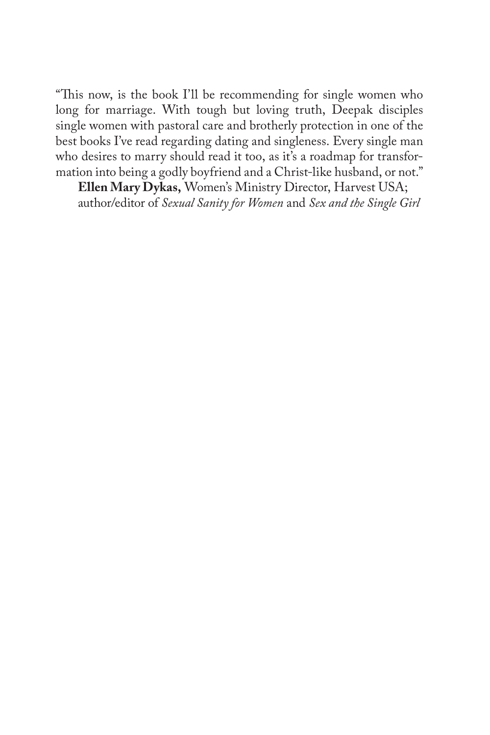"This now, is the book I'll be recommending for single women who long for marriage. With tough but loving truth, Deepak disciples single women with pastoral care and brotherly protection in one of the best books I've read regarding dating and singleness. Every single man who desires to marry should read it too, as it's a roadmap for transformation into being a godly boyfriend and a Christ-like husband, or not."

**Ellen Mary Dykas,** Women's Ministry Director, Harvest USA; author/editor of *Sexual Sanity for Women* and *Sex and the Single Girl*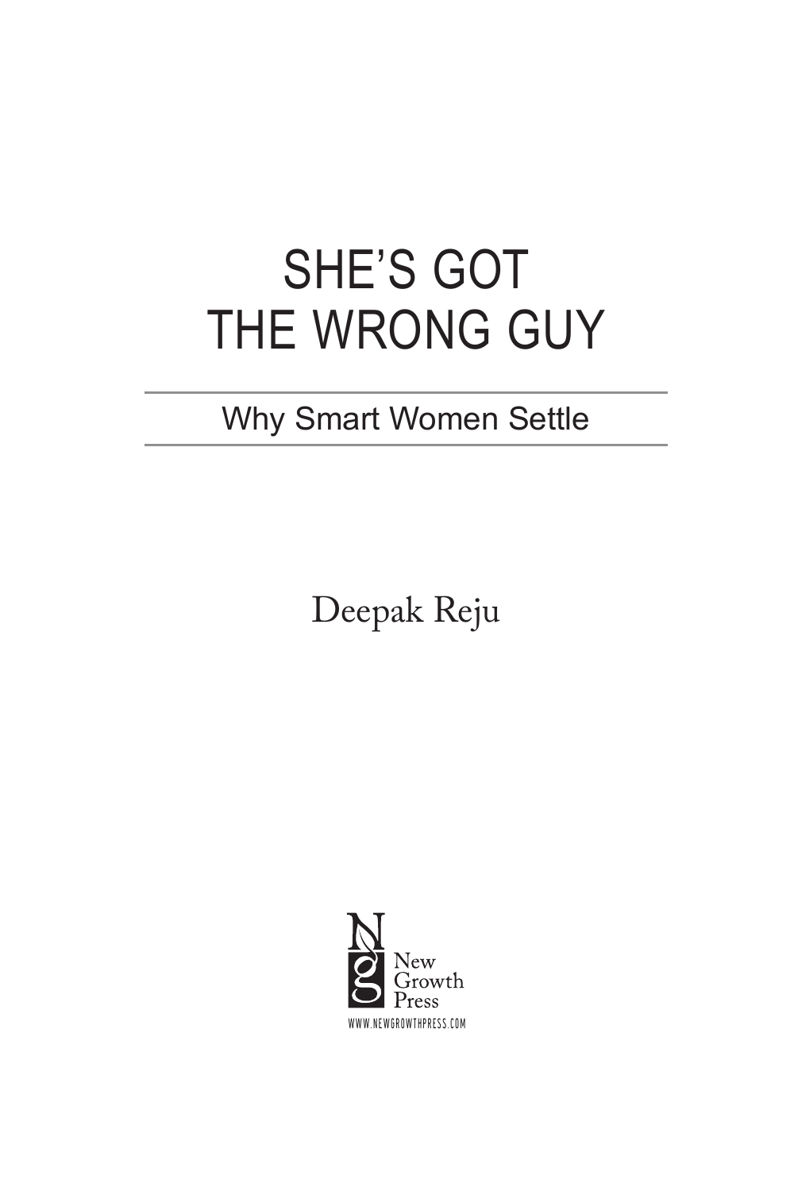# SHE'S GOT THE WRONG GUY

## Why Smart Women Settle

Deepak Reju

New Growth Press

WWW.NEWGROWTHPRESS.COM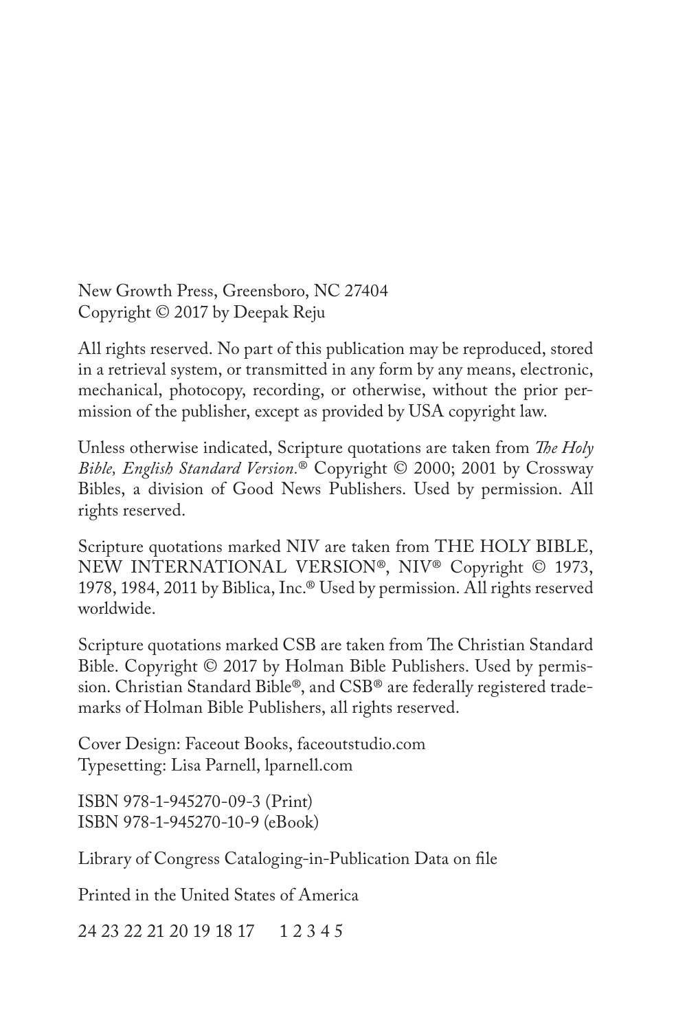New Growth Press, Greensboro, NC 27404
Copyright © 2017 by Deepak Reju

All rights reserved. No part of this publication may be reproduced, stored in a retrieval system, or transmitted in any form by any means, electronic, mechanical, photocopy, recording, or otherwise, without the prior permission of the publisher, except as provided by USA copyright law.

Unless otherwise indicated, Scripture quotations are taken from *The Holy Bible, English Standard Version.*® Copyright © 2000; 2001 by Crossway Bibles, a division of Good News Publishers. Used by permission. All rights reserved.

Scripture quotations marked NIV are taken from THE HOLY BIBLE, NEW INTERNATIONAL VERSION®, NIV® Copyright © 1973, 1978, 1984, 2011 by Biblica, Inc.® Used by permission. All rights reserved worldwide.

Scripture quotations marked CSB are taken from The Christian Standard Bible. Copyright © 2017 by Holman Bible Publishers. Used by permission. Christian Standard Bible®, and CSB® are federally registered trademarks of Holman Bible Publishers, all rights reserved.

Cover Design: Faceout Books, faceoutstudio.com
Typesetting: Lisa Parnell, lparnell.com

ISBN 978-1-945270-09-3 (Print)
ISBN 978-1-945270-10-9 (eBook)

Library of Congress Cataloging-in-Publication Data on file

Printed in the United States of America

24 23 22 21 20 19 18 17 1 2 3 4 5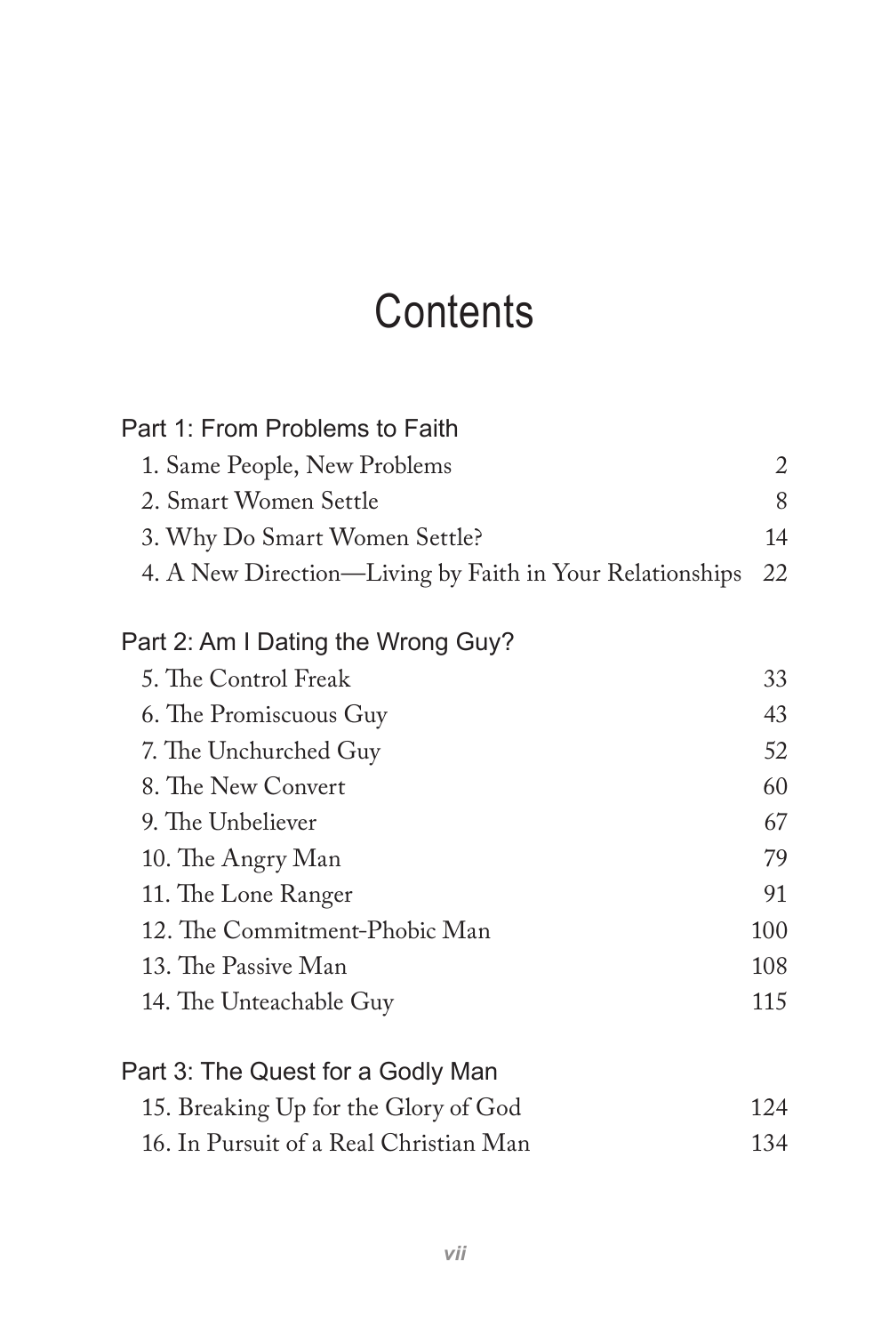# Contents

## Part 1: From Problems to Faith

1. Same People, New Problems 2
2. Smart Women Settle 8
3. Why Do Smart Women Settle? 14
4. A New Direction—Living by Faith in Your Relationships 22

## Part 2: Am I Dating the Wrong Guy?

5. The Control Freak 33
6. The Promiscuous Guy 43
7. The Unchurched Guy 52
8. The New Convert 60
9. The Unbeliever 67
10. The Angry Man 79
11. The Lone Ranger 91
12. The Commitment-Phobic Man 100
13. The Passive Man 108
14. The Unteachable Guy 115

## Part 3: The Quest for a Godly Man

15. Breaking Up for the Glory of God 124
16. In Pursuit of a Real Christian Man 134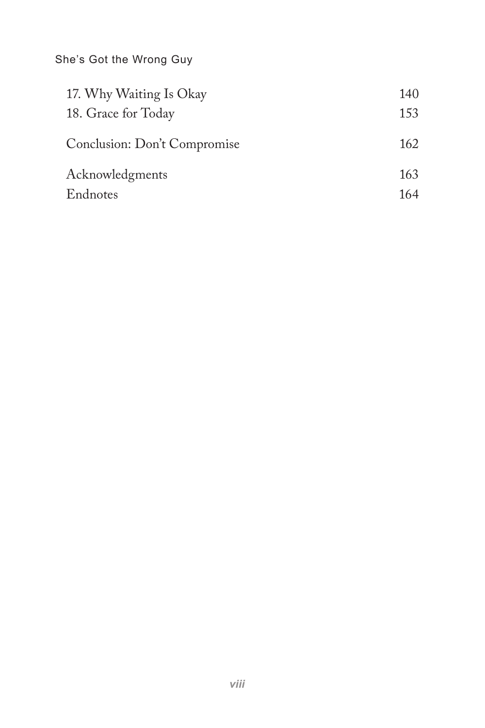17. Why Waiting Is Okay 140
18. Grace for Today 153

Conclusion: Don't Compromise 162

Acknowledgments 163
Endnotes 164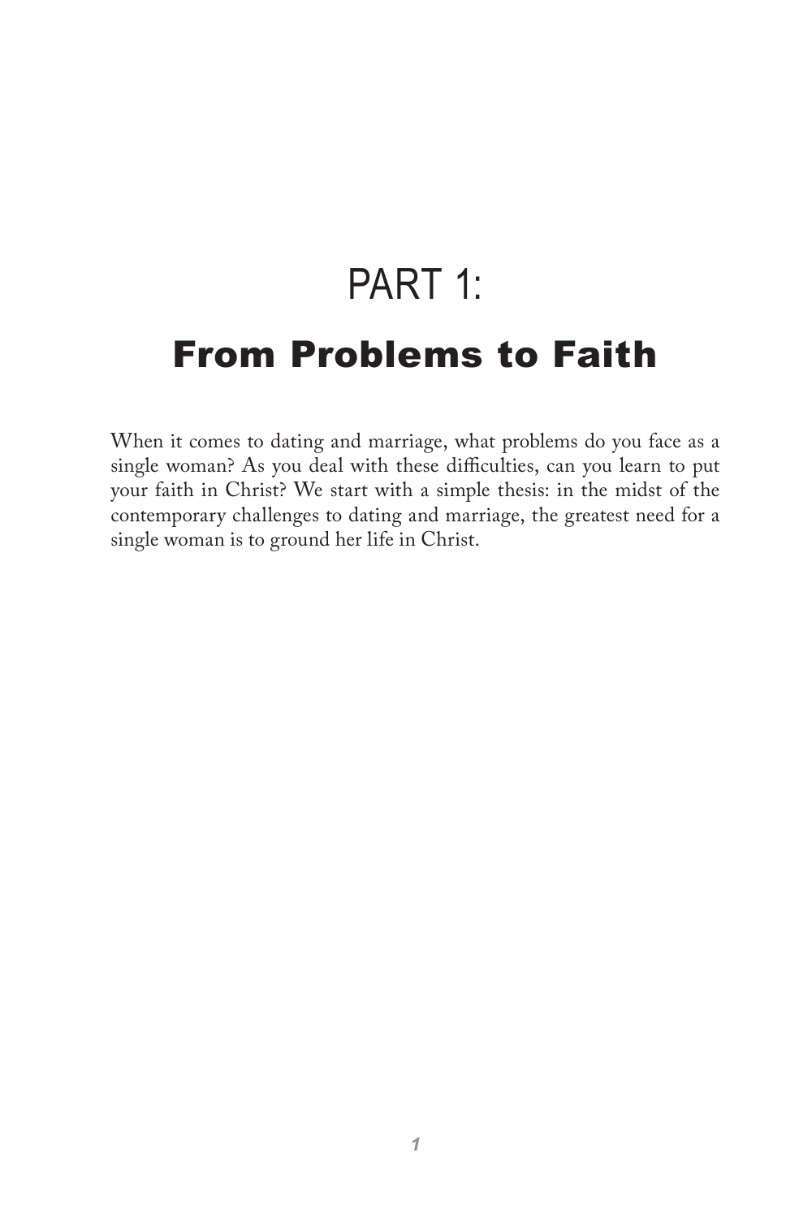# PART 1:

## From Problems to Faith

When it comes to dating and marriage, what problems do you face as a single woman? As you deal with these difficulties, can you learn to put your faith in Christ? We start with a simple thesis: in the midst of the contemporary challenges to dating and marriage, the greatest need for a single woman is to ground her life in Christ.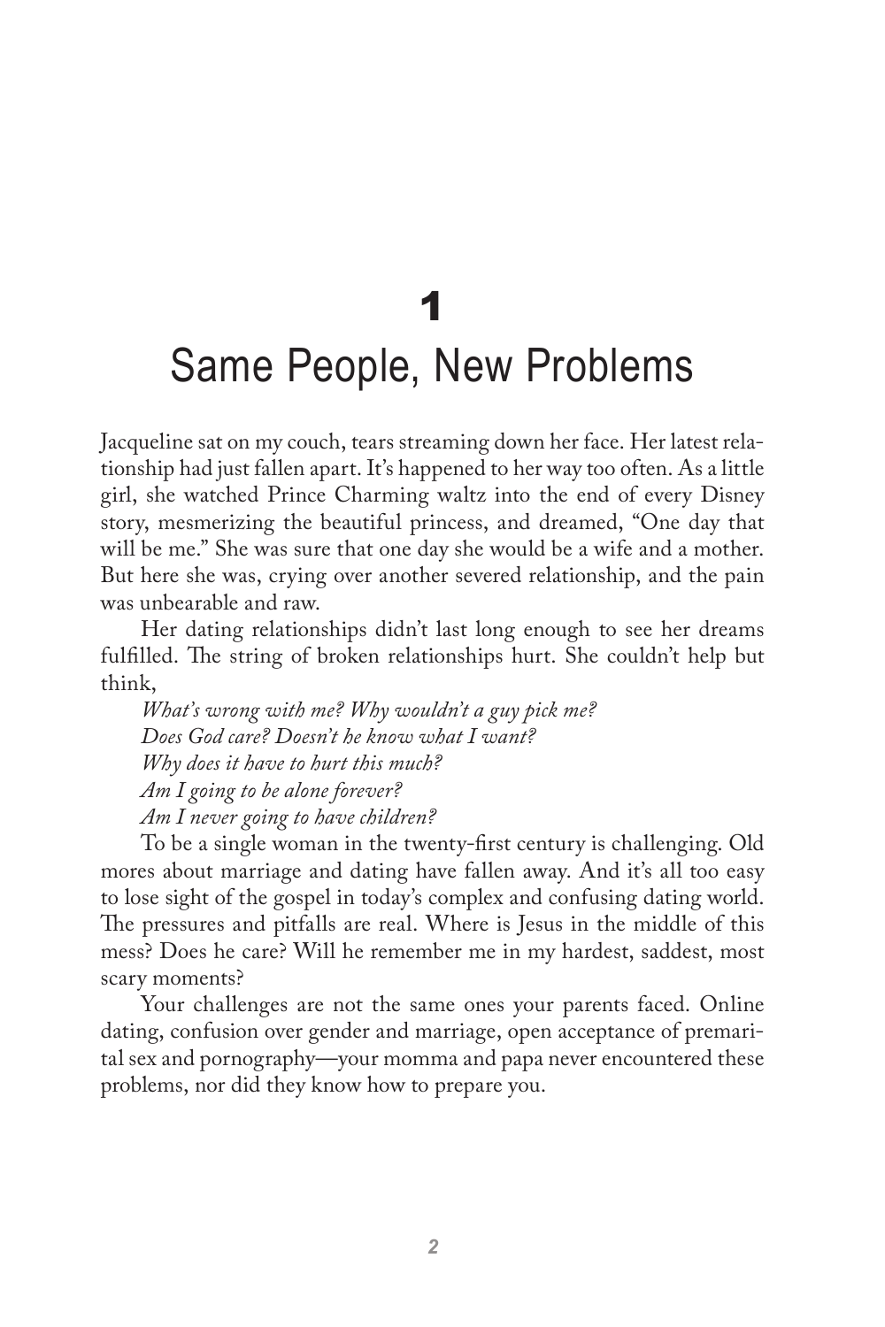# 1

# Same People, New Problems

Jacqueline sat on my couch, tears streaming down her face. Her latest relationship had just fallen apart. It's happened to her way too often. As a little girl, she watched Prince Charming waltz into the end of every Disney story, mesmerizing the beautiful princess, and dreamed, "One day that will be me." She was sure that one day she would be a wife and a mother. But here she was, crying over another severed relationship, and the pain was unbearable and raw.

Her dating relationships didn't last long enough to see her dreams fulfilled. The string of broken relationships hurt. She couldn't help but think,

*What's wrong with me? Why wouldn't a guy pick me?*
*Does God care? Doesn't he know what I want?*
*Why does it have to hurt this much?*
*Am I going to be alone forever?*
*Am I never going to have children?*

To be a single woman in the twenty-first century is challenging. Old mores about marriage and dating have fallen away. And it's all too easy to lose sight of the gospel in today's complex and confusing dating world. The pressures and pitfalls are real. Where is Jesus in the middle of this mess? Does he care? Will he remember me in my hardest, saddest, most scary moments?

Your challenges are not the same ones your parents faced. Online dating, confusion over gender and marriage, open acceptance of premarital sex and pornography—your momma and papa never encountered these problems, nor did they know how to prepare you.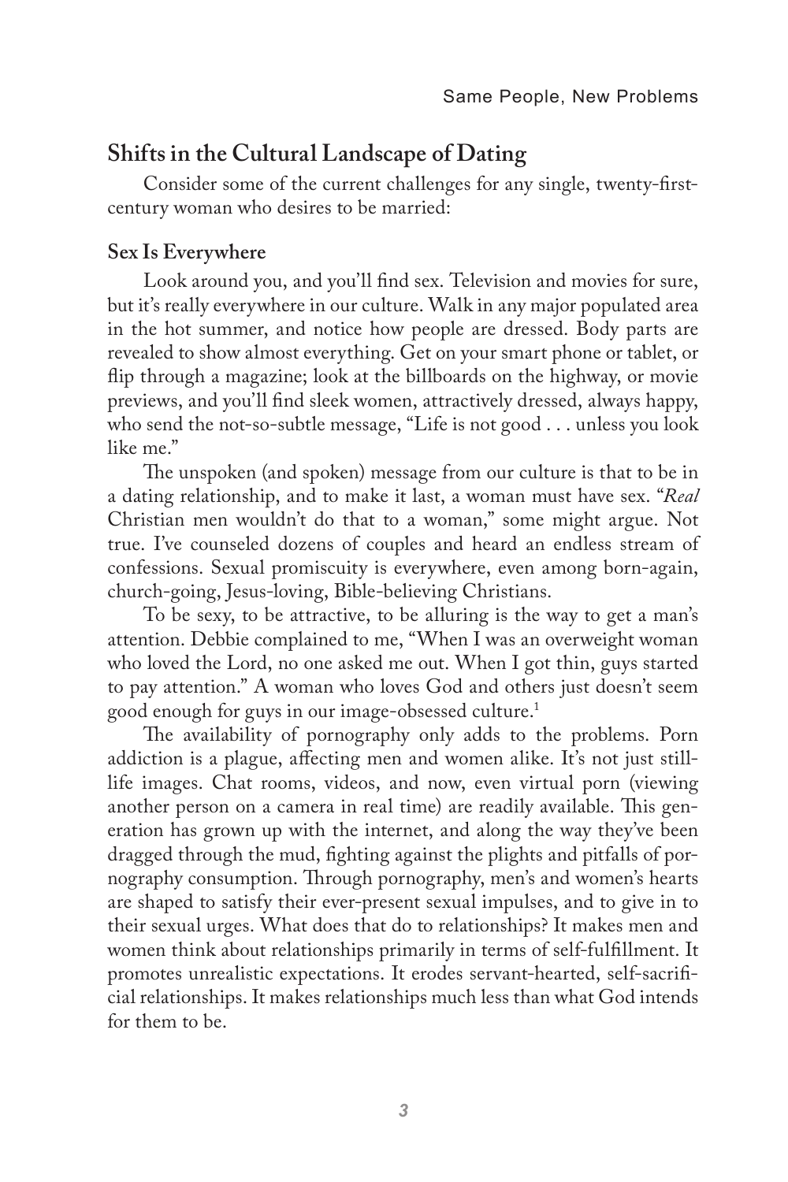## Shifts in the Cultural Landscape of Dating

Consider some of the current challenges for any single, twenty-first-century woman who desires to be married:

### Sex Is Everywhere

Look around you, and you'll find sex. Television and movies for sure, but it's really everywhere in our culture. Walk in any major populated area in the hot summer, and notice how people are dressed. Body parts are revealed to show almost everything. Get on your smart phone or tablet, or flip through a magazine; look at the billboards on the highway, or movie previews, and you'll find sleek women, attractively dressed, always happy, who send the not-so-subtle message, "Life is not good . . . unless you look like me."

The unspoken (and spoken) message from our culture is that to be in a dating relationship, and to make it last, a woman must have sex. "*Real* Christian men wouldn't do that to a woman," some might argue. Not true. I've counseled dozens of couples and heard an endless stream of confessions. Sexual promiscuity is everywhere, even among born-again, church-going, Jesus-loving, Bible-believing Christians.

To be sexy, to be attractive, to be alluring is the way to get a man's attention. Debbie complained to me, "When I was an overweight woman who loved the Lord, no one asked me out. When I got thin, guys started to pay attention." A woman who loves God and others just doesn't seem good enough for guys in our image-obsessed culture.[1]

The availability of pornography only adds to the problems. Porn addiction is a plague, affecting men and women alike. It's not just still-life images. Chat rooms, videos, and now, even virtual porn (viewing another person on a camera in real time) are readily available. This generation has grown up with the internet, and along the way they've been dragged through the mud, fighting against the plights and pitfalls of pornography consumption. Through pornography, men's and women's hearts are shaped to satisfy their ever-present sexual impulses, and to give in to their sexual urges. What does that do to relationships? It makes men and women think about relationships primarily in terms of self-fulfillment. It promotes unrealistic expectations. It erodes servant-hearted, self-sacrificial relationships. It makes relationships much less than what God intends for them to be.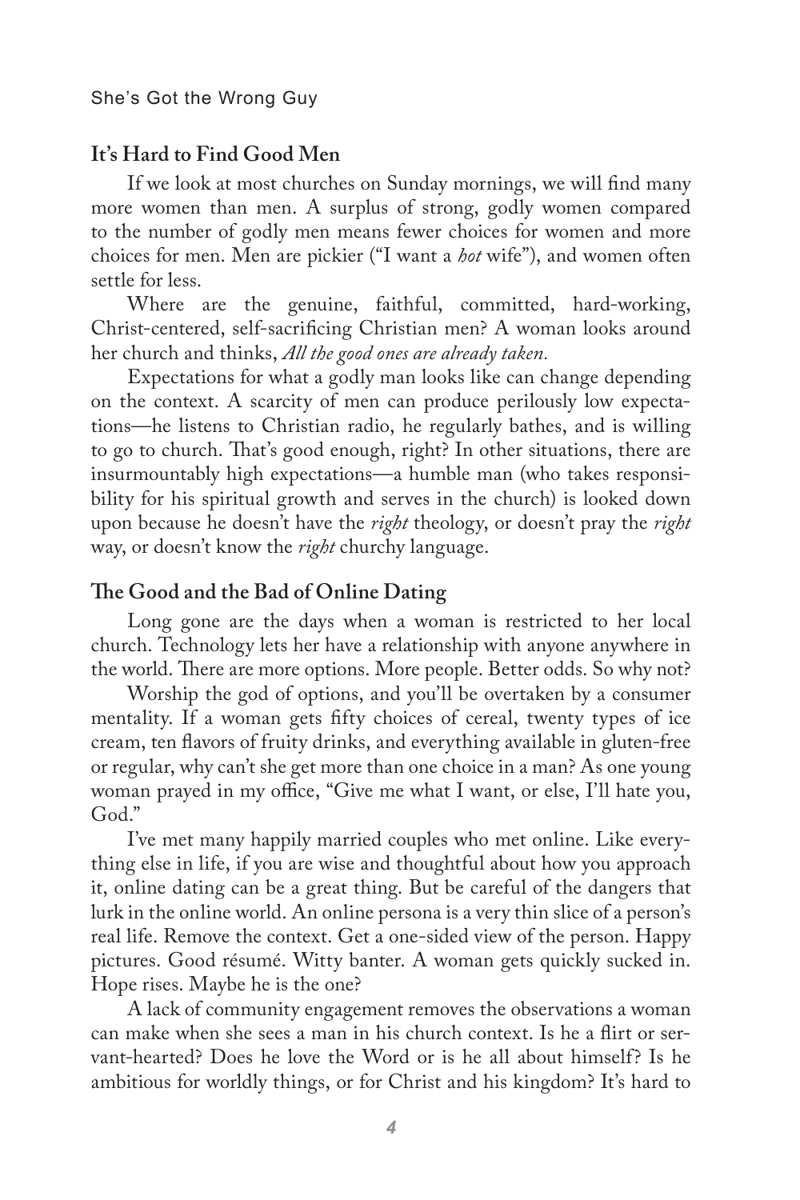## It's Hard to Find Good Men

If we look at most churches on Sunday mornings, we will find many more women than men. A surplus of strong, godly women compared to the number of godly men means fewer choices for women and more choices for men. Men are pickier ("I want a *hot* wife"), and women often settle for less.

Where are the genuine, faithful, committed, hard-working, Christ-centered, self-sacrificing Christian men? A woman looks around her church and thinks, *All the good ones are already taken.*

Expectations for what a godly man looks like can change depending on the context. A scarcity of men can produce perilously low expectations—he listens to Christian radio, he regularly bathes, and is willing to go to church. That's good enough, right? In other situations, there are insurmountably high expectations—a humble man (who takes responsibility for his spiritual growth and serves in the church) is looked down upon because he doesn't have the *right* theology, or doesn't pray the *right* way, or doesn't know the *right* churchy language.

## The Good and the Bad of Online Dating

Long gone are the days when a woman is restricted to her local church. Technology lets her have a relationship with anyone anywhere in the world. There are more options. More people. Better odds. So why not?

Worship the god of options, and you'll be overtaken by a consumer mentality. If a woman gets fifty choices of cereal, twenty types of ice cream, ten flavors of fruity drinks, and everything available in gluten-free or regular, why can't she get more than one choice in a man? As one young woman prayed in my office, "Give me what I want, or else, I'll hate you, God."

I've met many happily married couples who met online. Like everything else in life, if you are wise and thoughtful about how you approach it, online dating can be a great thing. But be careful of the dangers that lurk in the online world. An online persona is a very thin slice of a person's real life. Remove the context. Get a one-sided view of the person. Happy pictures. Good résumé. Witty banter. A woman gets quickly sucked in. Hope rises. Maybe he is the one?

A lack of community engagement removes the observations a woman can make when she sees a man in his church context. Is he a flirt or servant-hearted? Does he love the Word or is he all about himself? Is he ambitious for worldly things, or for Christ and his kingdom? It's hard to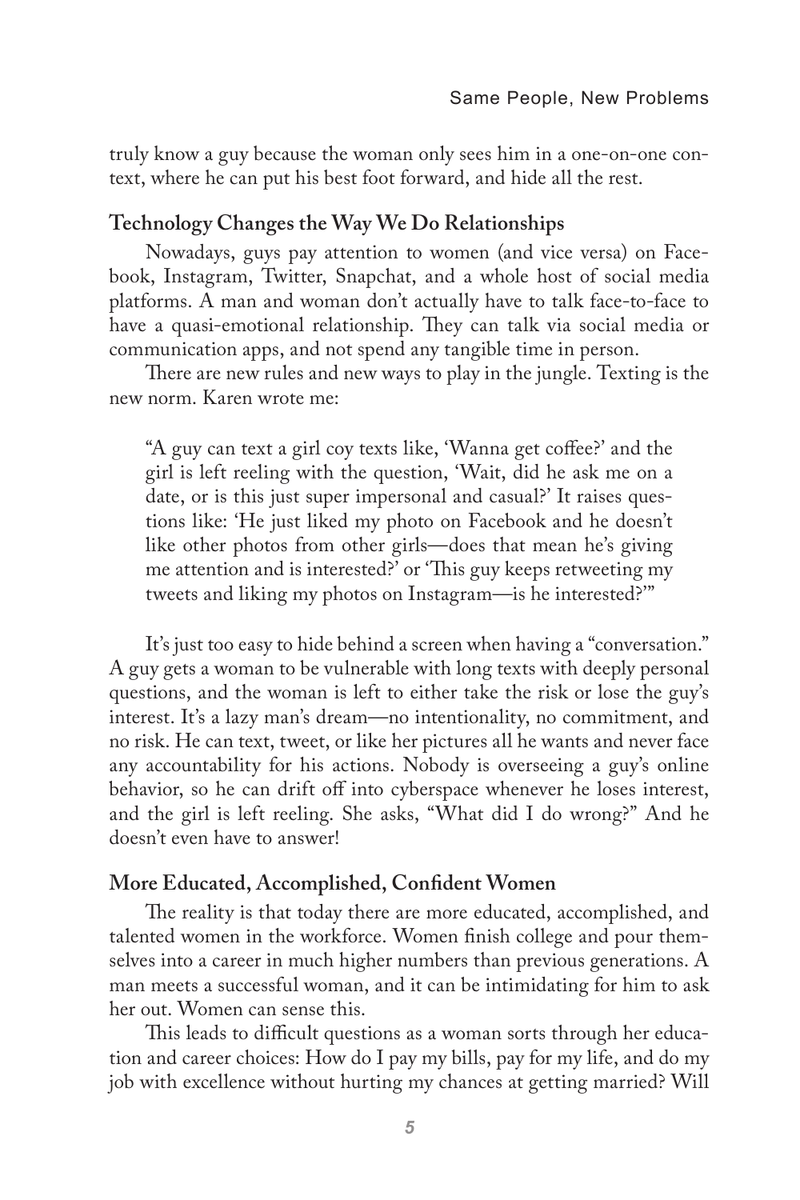truly know a guy because the woman only sees him in a one-on-one context, where he can put his best foot forward, and hide all the rest.

### Technology Changes the Way We Do Relationships

Nowadays, guys pay attention to women (and vice versa) on Facebook, Instagram, Twitter, Snapchat, and a whole host of social media platforms. A man and woman don't actually have to talk face-to-face to have a quasi-emotional relationship. They can talk via social media or communication apps, and not spend any tangible time in person.

There are new rules and new ways to play in the jungle. Texting is the new norm. Karen wrote me:

> "A guy can text a girl coy texts like, 'Wanna get coffee?' and the girl is left reeling with the question, 'Wait, did he ask me on a date, or is this just super impersonal and casual?' It raises questions like: 'He just liked my photo on Facebook and he doesn't like other photos from other girls—does that mean he's giving me attention and is interested?' or 'This guy keeps retweeting my tweets and liking my photos on Instagram—is he interested?'"

It's just too easy to hide behind a screen when having a "conversation." A guy gets a woman to be vulnerable with long texts with deeply personal questions, and the woman is left to either take the risk or lose the guy's interest. It's a lazy man's dream—no intentionality, no commitment, and no risk. He can text, tweet, or like her pictures all he wants and never face any accountability for his actions. Nobody is overseeing a guy's online behavior, so he can drift off into cyberspace whenever he loses interest, and the girl is left reeling. She asks, "What did I do wrong?" And he doesn't even have to answer!

### More Educated, Accomplished, Confident Women

The reality is that today there are more educated, accomplished, and talented women in the workforce. Women finish college and pour themselves into a career in much higher numbers than previous generations. A man meets a successful woman, and it can be intimidating for him to ask her out. Women can sense this.

This leads to difficult questions as a woman sorts through her education and career choices: How do I pay my bills, pay for my life, and do my job with excellence without hurting my chances at getting married? Will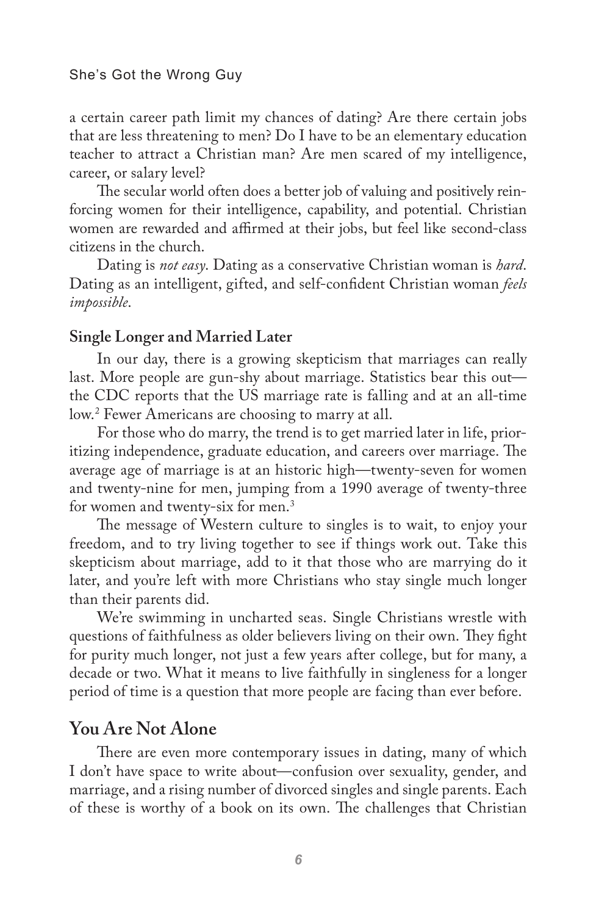a certain career path limit my chances of dating? Are there certain jobs that are less threatening to men? Do I have to be an elementary education teacher to attract a Christian man? Are men scared of my intelligence, career, or salary level?

The secular world often does a better job of valuing and positively reinforcing women for their intelligence, capability, and potential. Christian women are rewarded and affirmed at their jobs, but feel like second-class citizens in the church.

Dating is *not easy*. Dating as a conservative Christian woman is *hard*. Dating as an intelligent, gifted, and self-confident Christian woman *feels impossible*.

### Single Longer and Married Later

In our day, there is a growing skepticism that marriages can really last. More people are gun-shy about marriage. Statistics bear this out—the CDC reports that the US marriage rate is falling and at an all-time low.[2] Fewer Americans are choosing to marry at all.

For those who do marry, the trend is to get married later in life, prioritizing independence, graduate education, and careers over marriage. The average age of marriage is at an historic high—twenty-seven for women and twenty-nine for men, jumping from a 1990 average of twenty-three for women and twenty-six for men.[3]

The message of Western culture to singles is to wait, to enjoy your freedom, and to try living together to see if things work out. Take this skepticism about marriage, add to it that those who are marrying do it later, and you're left with more Christians who stay single much longer than their parents did.

We're swimming in uncharted seas. Single Christians wrestle with questions of faithfulness as older believers living on their own. They fight for purity much longer, not just a few years after college, but for many, a decade or two. What it means to live faithfully in singleness for a longer period of time is a question that more people are facing than ever before.

## You Are Not Alone

There are even more contemporary issues in dating, many of which I don't have space to write about—confusion over sexuality, gender, and marriage, and a rising number of divorced singles and single parents. Each of these is worthy of a book on its own. The challenges that Christian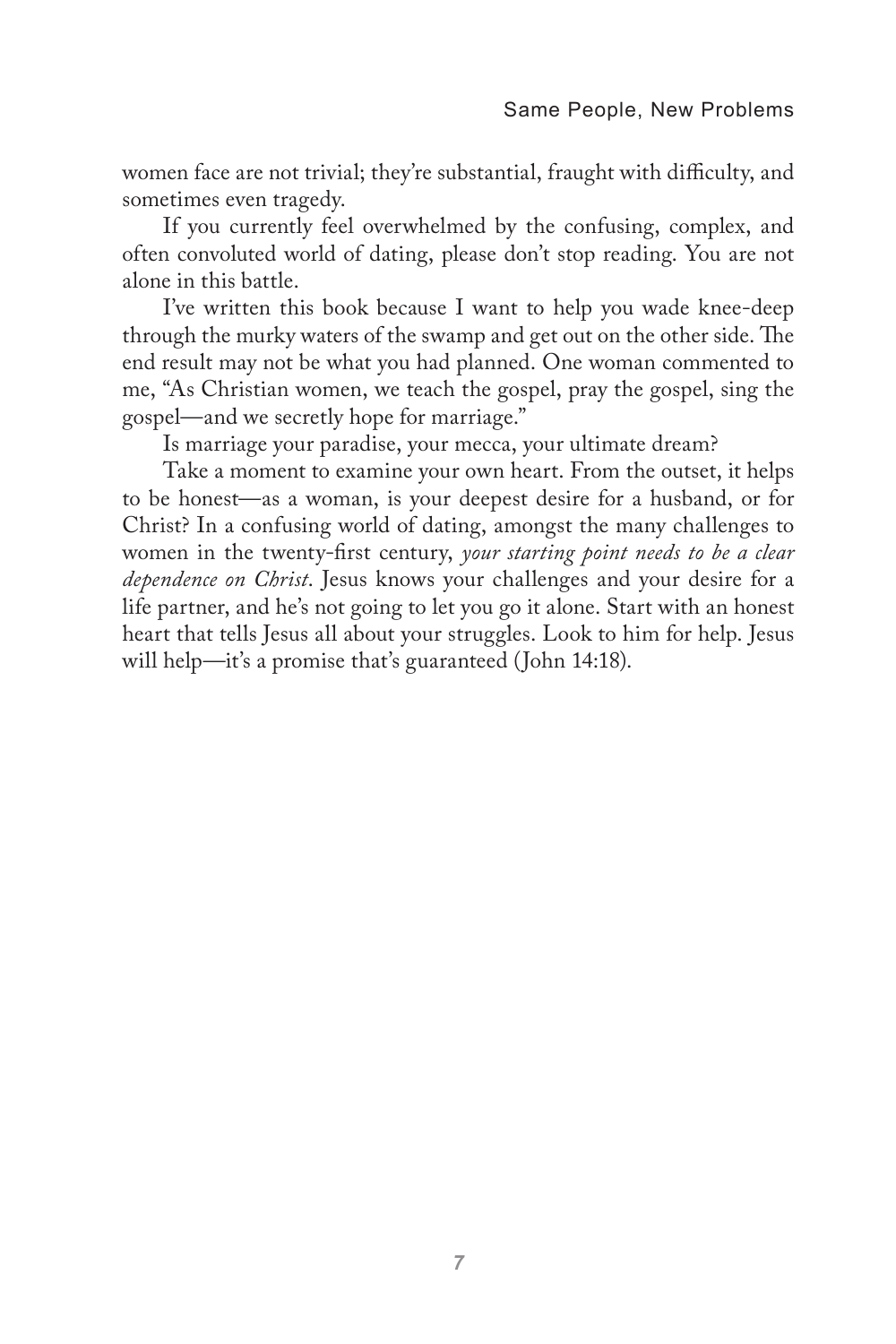women face are not trivial; they're substantial, fraught with difficulty, and sometimes even tragedy.

If you currently feel overwhelmed by the confusing, complex, and often convoluted world of dating, please don't stop reading. You are not alone in this battle.

I've written this book because I want to help you wade knee-deep through the murky waters of the swamp and get out on the other side. The end result may not be what you had planned. One woman commented to me, "As Christian women, we teach the gospel, pray the gospel, sing the gospel—and we secretly hope for marriage."

Is marriage your paradise, your mecca, your ultimate dream?

Take a moment to examine your own heart. From the outset, it helps to be honest—as a woman, is your deepest desire for a husband, or for Christ? In a confusing world of dating, amongst the many challenges to women in the twenty-first century, *your starting point needs to be a clear dependence on Christ*. Jesus knows your challenges and your desire for a life partner, and he's not going to let you go it alone. Start with an honest heart that tells Jesus all about your struggles. Look to him for help. Jesus will help—it's a promise that's guaranteed (John 14:18).